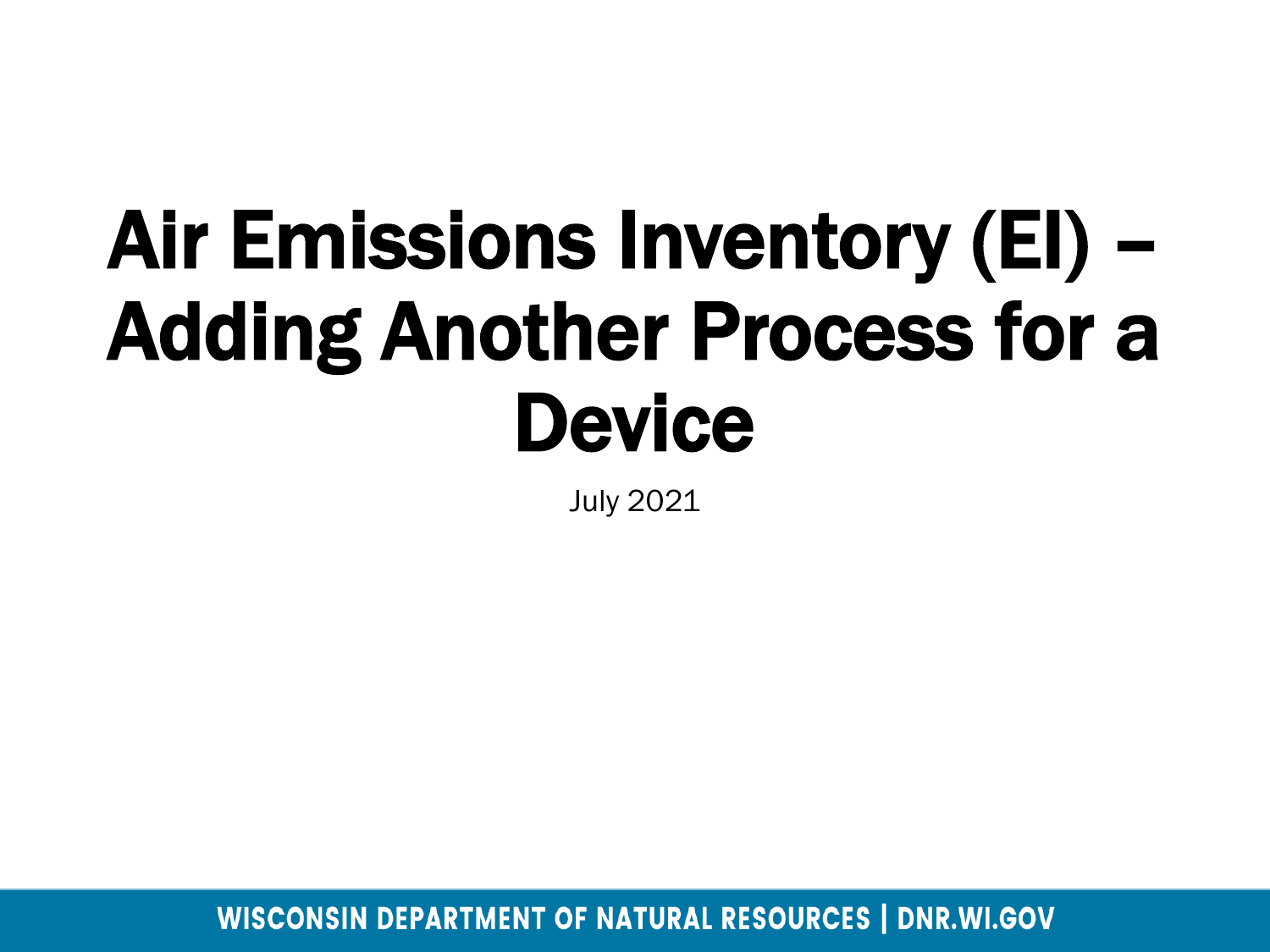# Air Emissions Inventory (EI) – Adding Another Process for a Device

July 2021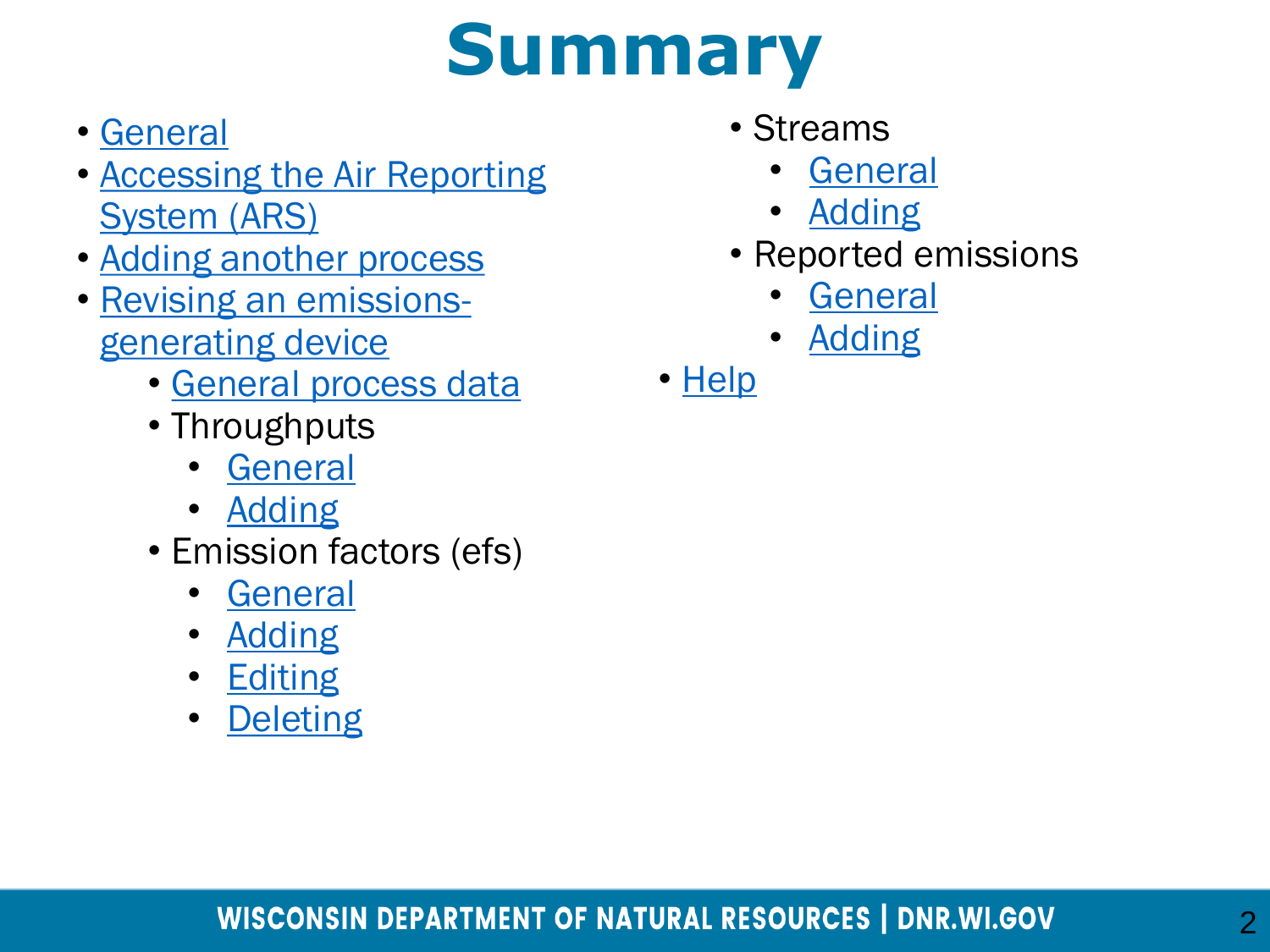# Summary

- General
- Accessing the Air Reporting System (ARS)
- Adding another process
- Revising an emissions-generating device
  - General process data
  - Throughputs
    - General
    - Adding
  - Emission factors (efs)
    - General
    - Adding
    - Editing
    - Deleting
  - Streams
    - General
    - Adding
  - Reported emissions
    - General
    - Adding
- Help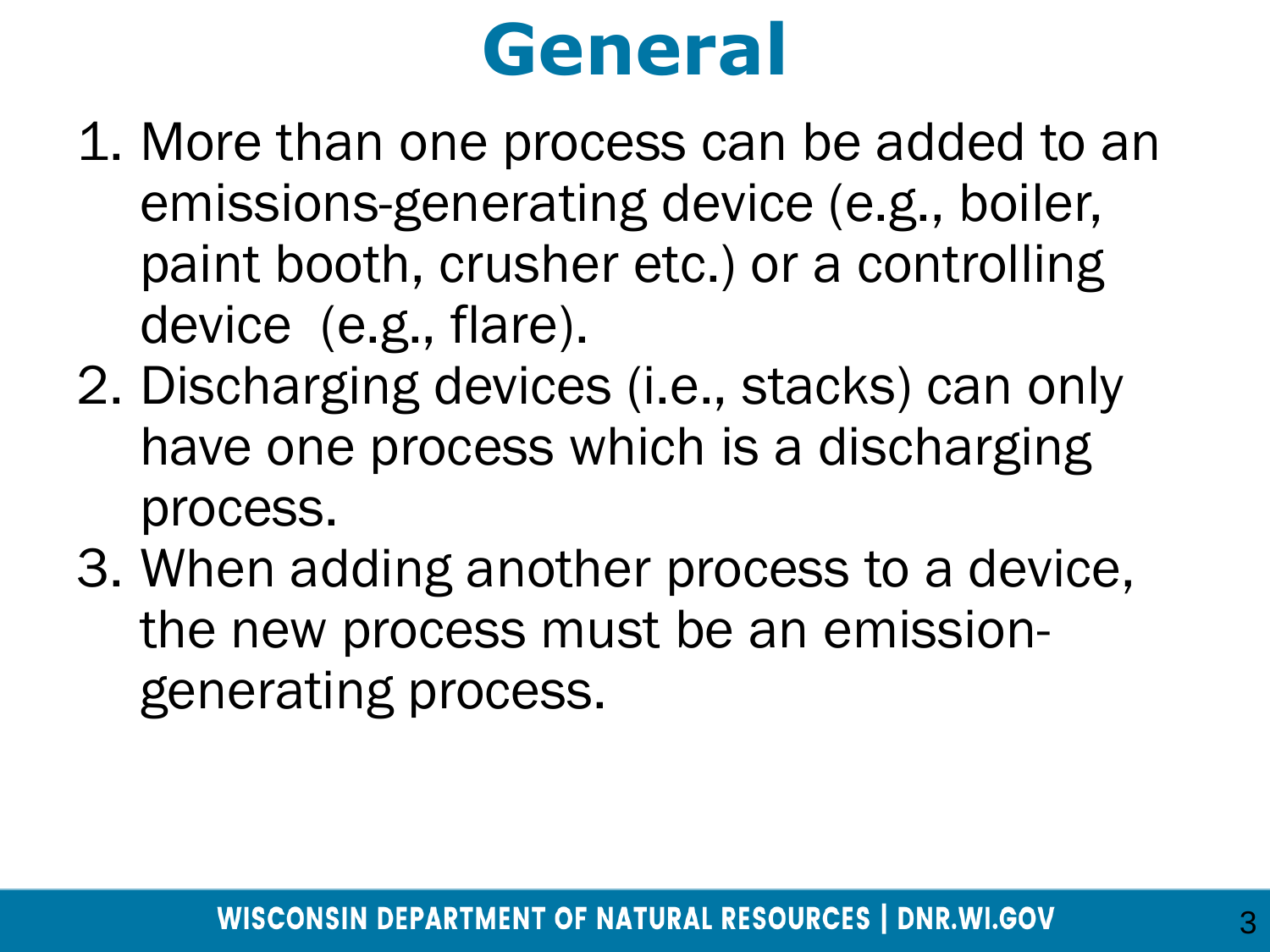# General

1. More than one process can be added to an emissions-generating device (e.g., boiler, paint booth, crusher etc.) or a controlling device (e.g., flare).
2. Discharging devices (i.e., stacks) can only have one process which is a discharging process.
3. When adding another process to a device, the new process must be an emission-generating process.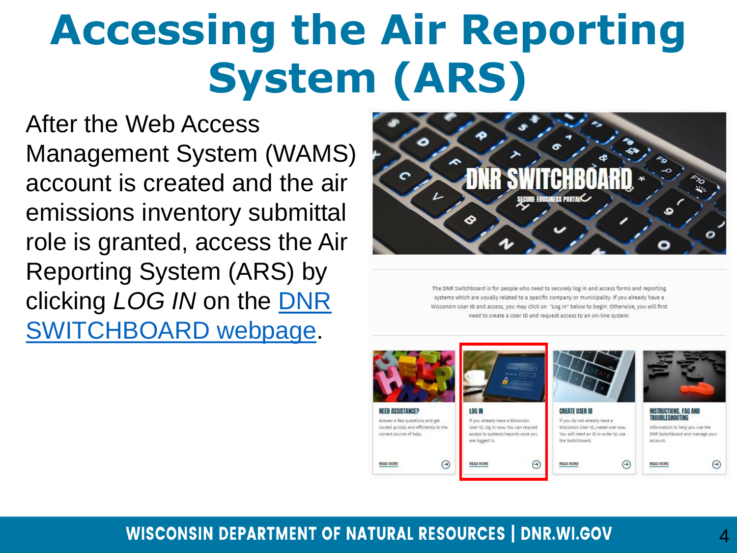# Accessing the Air Reporting System (ARS)

After the Web Access Management System (WAMS) account is created and the air emissions inventory submittal role is granted, access the Air Reporting System (ARS) by clicking *LOG IN* on the DNR SWITCHBOARD webpage.

DNR SWITCHBOARD

SECURE EBUSINESS PORTAL

The DNR Switchboard is for people who need to securely log in and access forms and reporting systems which are usually related to a specific company or municipality. If you already have a Wisconsin User ID and access, you may click on "Log in" below to begin. Otherwise, you will first need to create a User ID and request access to an on-line system.

**NEED ASSISTANCE?**

Answer a few questions and get routed quickly and efficiently to the correct source of help.

READ MORE

**LOG IN**

If you already have a Wisconsin User ID, log in now. You can request access to systems/reports once you are logged in.

READ MORE

**CREATE USER ID**

If you do not already have a Wisconsin User ID, create one now. You will need an ID in order to use the Switchboard.

READ MORE

**INSTRUCTIONS, FAQ AND TROUBLESHOOTING**

Information to help you use the DNR Switchboard and manage your account.

READ MORE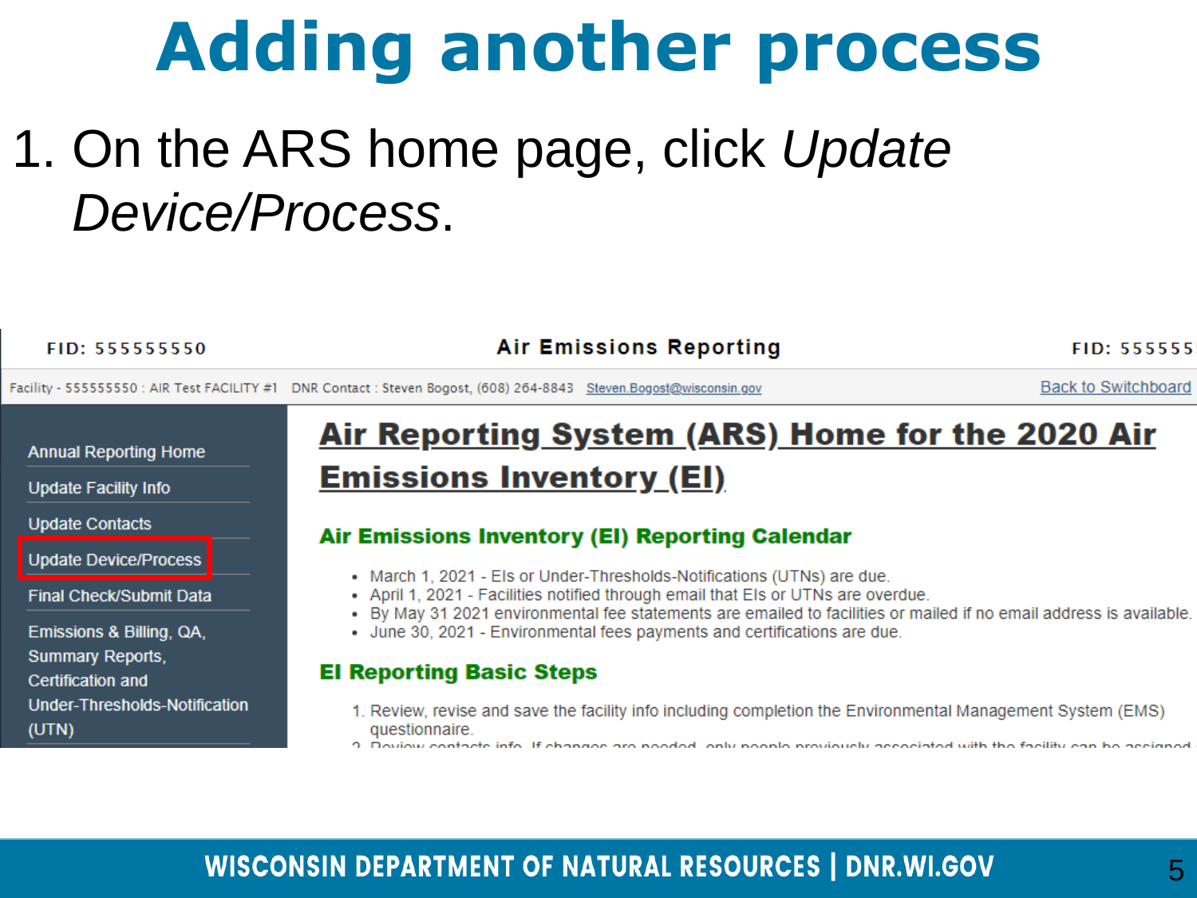# Adding another process

1. On the ARS home page, click *Update Device/Process*.

FID: 555555550 | Air Emissions Reporting | FID: 555555

Facility - 555555550 : AIR Test FACILITY #1 DNR Contact : Steven Bogost, (608) 264-8843 Steven.Bogost@wisconsin.gov | Back to Switchboard

- Annual Reporting Home
- Update Facility Info
- Update Contacts
- Update Device/Process
- Final Check/Submit Data
- Emissions & Billing, QA, Summary Reports, Certification and Under-Thresholds-Notification (UTN)

## Air Reporting System (ARS) Home for the 2020 Air Emissions Inventory (EI)

### Air Emissions Inventory (EI) Reporting Calendar

- March 1, 2021 - EIs or Under-Thresholds-Notifications (UTNs) are due.
- April 1, 2021 - Facilities notified through email that EIs or UTNs are overdue.
- By May 31 2021 environmental fee statements are emailed to facilities or mailed if no email address is available.
- June 30, 2021 - Environmental fees payments and certifications are due.

### EI Reporting Basic Steps

1. Review, revise and save the facility info including completion the Environmental Management System (EMS) questionnaire.
2. Review contacts info. If changes are needed, only people previously associated with the facility can be assigned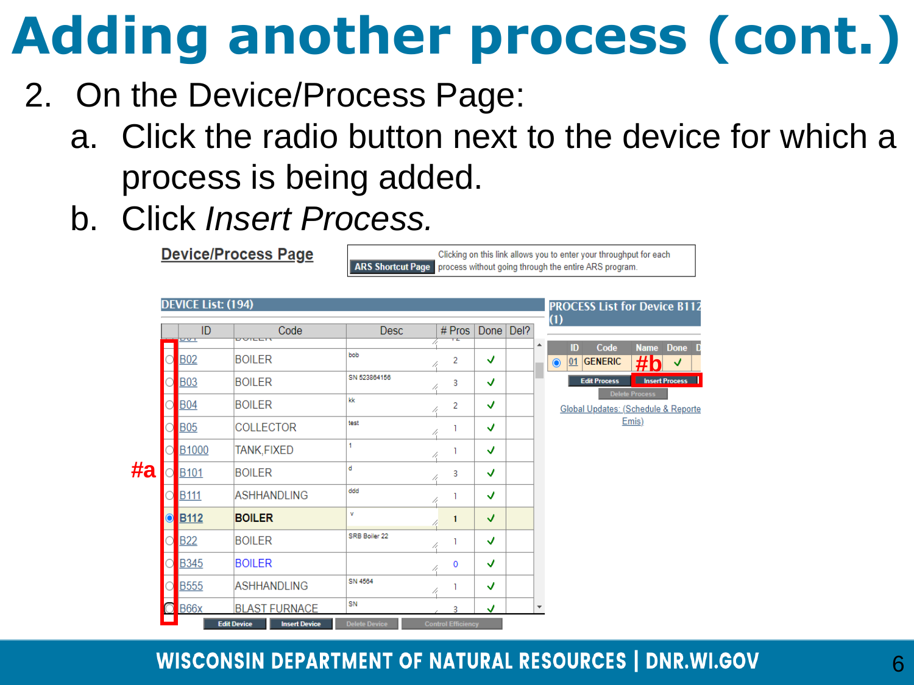# Adding another process (cont.)

2. On the Device/Process Page:
   a. Click the radio button next to the device for which a process is being added.
   b. Click *Insert Process.*

**Device/Process Page**

ARS Shortcut Page — Clicking on this link allows you to enter your throughput for each process without going through the entire ARS program.

DEVICE List: (194)

| | ID | Code | Desc | # Pros | Done | Del? |
|---|---|---|---|---|---|---|
| ○ | B02 | BOILER | bob | 2 | ✓ | |
| ○ | B03 | BOILER | SN 523864156 | 3 | ✓ | |
| ○ | B04 | BOILER | kk | 2 | ✓ | |
| ○ | B05 | COLLECTOR | test | 1 | ✓ | |
| ○ | B1000 | TANK,FIXED | 1 | 1 | ✓ | |
| ○ | B101 | BOILER | d | 3 | ✓ | |
| ○ | B111 | ASHHANDLING | ddd | 1 | ✓ | |
| ◉ | **B112** | **BOILER** | v | 1 | ✓ | |
| ○ | B22 | BOILER | SRB Boiler 22 | 1 | ✓ | |
| ○ | B345 | BOILER | | 0 | ✓ | |
| ○ | B555 | ASHHANDLING | SN 4564 | 1 | ✓ | |
| ○ | B66x | BLAST FURNACE | SN | 3 | ✓ | |

Edit Device | Insert Device | Delete Device | Control Efficiency

#a

PROCESS List for Device B112 (1)

| | ID | Code | Name | Done |
|---|---|---|---|---|
| ◉ | 01 | GENERIC | | ✓ |

Edit Process | Insert Process

Delete Process

#b

Global Updates: (Schedule & Reported Emis)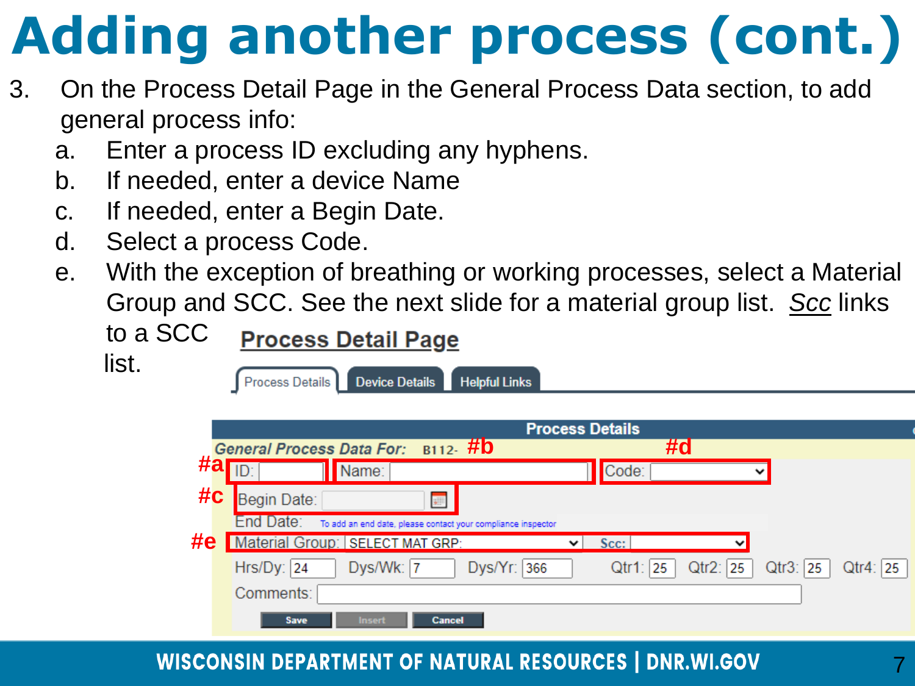# Adding another process (cont.)

3. On the Process Detail Page in the General Process Data section, to add general process info:
   a. Enter a process ID excluding any hyphens.
   b. If needed, enter a device Name
   c. If needed, enter a Begin Date.
   d. Select a process Code.
   e. With the exception of breathing or working processes, select a Material Group and SCC. See the next slide for a material group list. *Scc* links to a SCC list.

**Process Detail Page**

Process Details | Device Details | Helpful Links

**Process Details**

*General Process Data For:* B112-

#a ID: | #b Name: | #d Code:

#c Begin Date:

End Date: To add an end date, please contact your compliance inspector

#e Material Group: SELECT MAT GRP: | Scc:

Hrs/Dy: 24 Dys/Wk: 7 Dys/Yr: 366 Qtr1: 25 Qtr2: 25 Qtr3: 25 Qtr4: 25

Comments:

Save | Insert | Cancel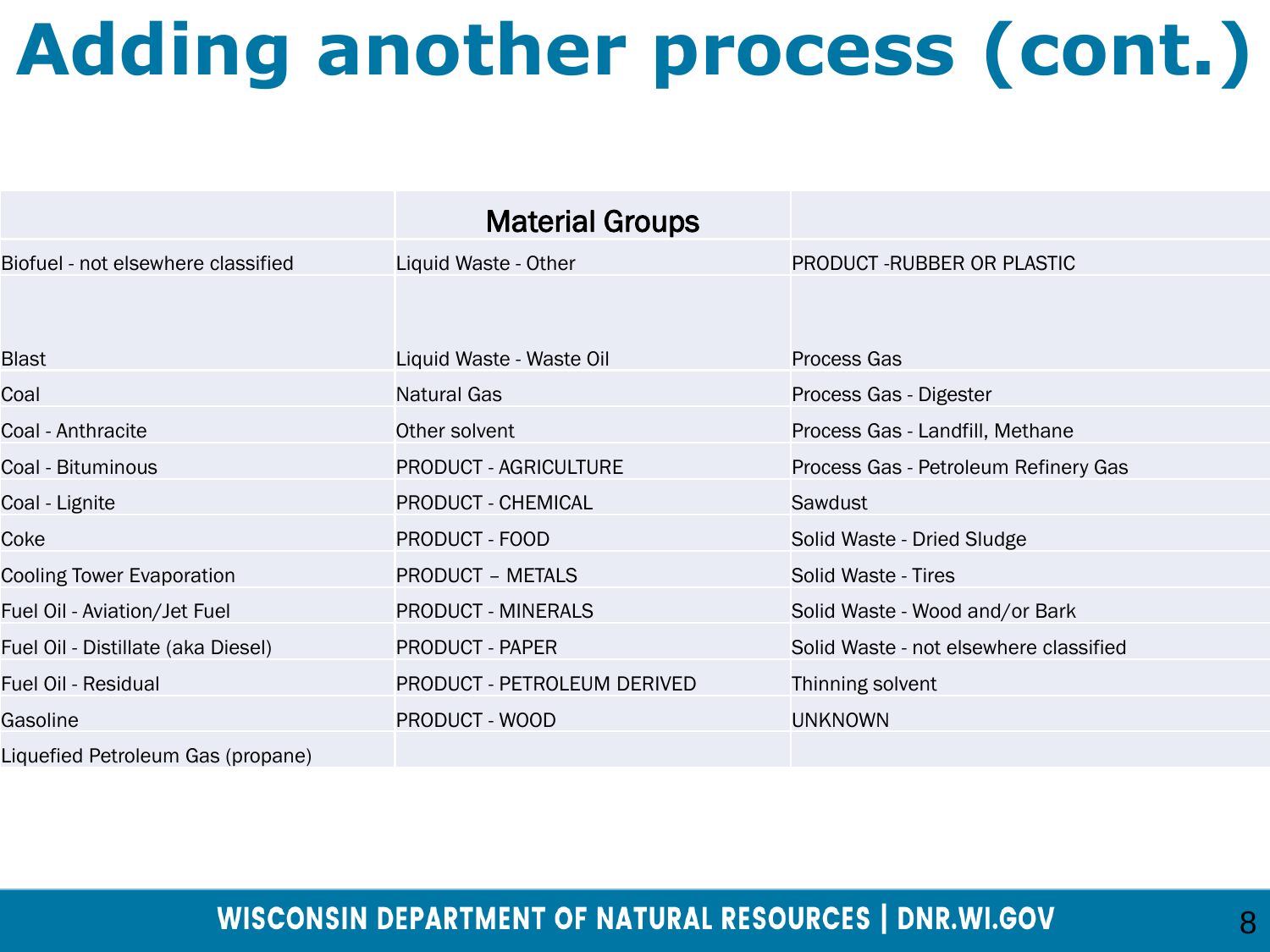# Adding another process (cont.)

| | Material Groups | |
|---|---|---|
| Biofuel - not elsewhere classified | Liquid Waste - Other | PRODUCT -RUBBER OR PLASTIC |
| Blast | Liquid Waste - Waste Oil | Process Gas |
| Coal | Natural Gas | Process Gas - Digester |
| Coal - Anthracite | Other solvent | Process Gas - Landfill, Methane |
| Coal - Bituminous | PRODUCT - AGRICULTURE | Process Gas - Petroleum Refinery Gas |
| Coal - Lignite | PRODUCT - CHEMICAL | Sawdust |
| Coke | PRODUCT - FOOD | Solid Waste - Dried Sludge |
| Cooling Tower Evaporation | PRODUCT – METALS | Solid Waste - Tires |
| Fuel Oil - Aviation/Jet Fuel | PRODUCT - MINERALS | Solid Waste - Wood and/or Bark |
| Fuel Oil - Distillate (aka Diesel) | PRODUCT - PAPER | Solid Waste - not elsewhere classified |
| Fuel Oil - Residual | PRODUCT - PETROLEUM DERIVED | Thinning solvent |
| Gasoline | PRODUCT - WOOD | UNKNOWN |
| Liquefied Petroleum Gas (propane) | | |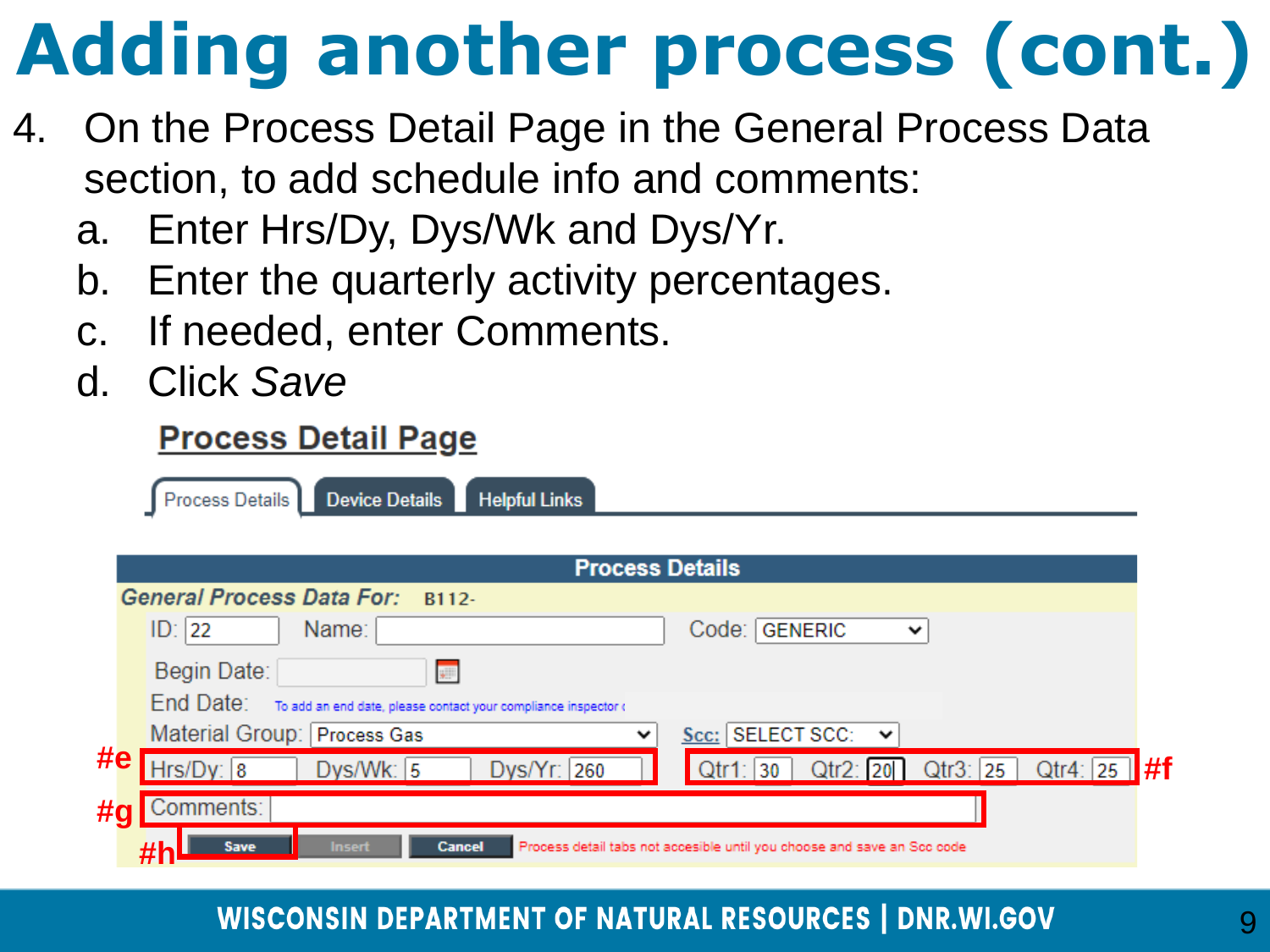# Adding another process (cont.)

4. On the Process Detail Page in the General Process Data section, to add schedule info and comments:
   a. Enter Hrs/Dy, Dys/Wk and Dys/Yr.
   b. Enter the quarterly activity percentages.
   c. If needed, enter Comments.
   d. Click *Save*

**Process Detail Page**

Process Details | Device Details | Helpful Links

**Process Details**

***General Process Data For:*** B112-

ID: 22 Name: Code: GENERIC

Begin Date:

End Date: To add an end date, please contact your compliance inspector

Material Group: Process Gas Scc: SELECT SCC:

#e Hrs/Dy: 8 Dys/Wk: 5 Dys/Yr: 260 Qtr1: 30 Qtr2: 20 Qtr3: 25 Qtr4: 25 #f

#g Comments:

#h Save Insert Cancel Process detail tabs not accesible until you choose and save an Scc code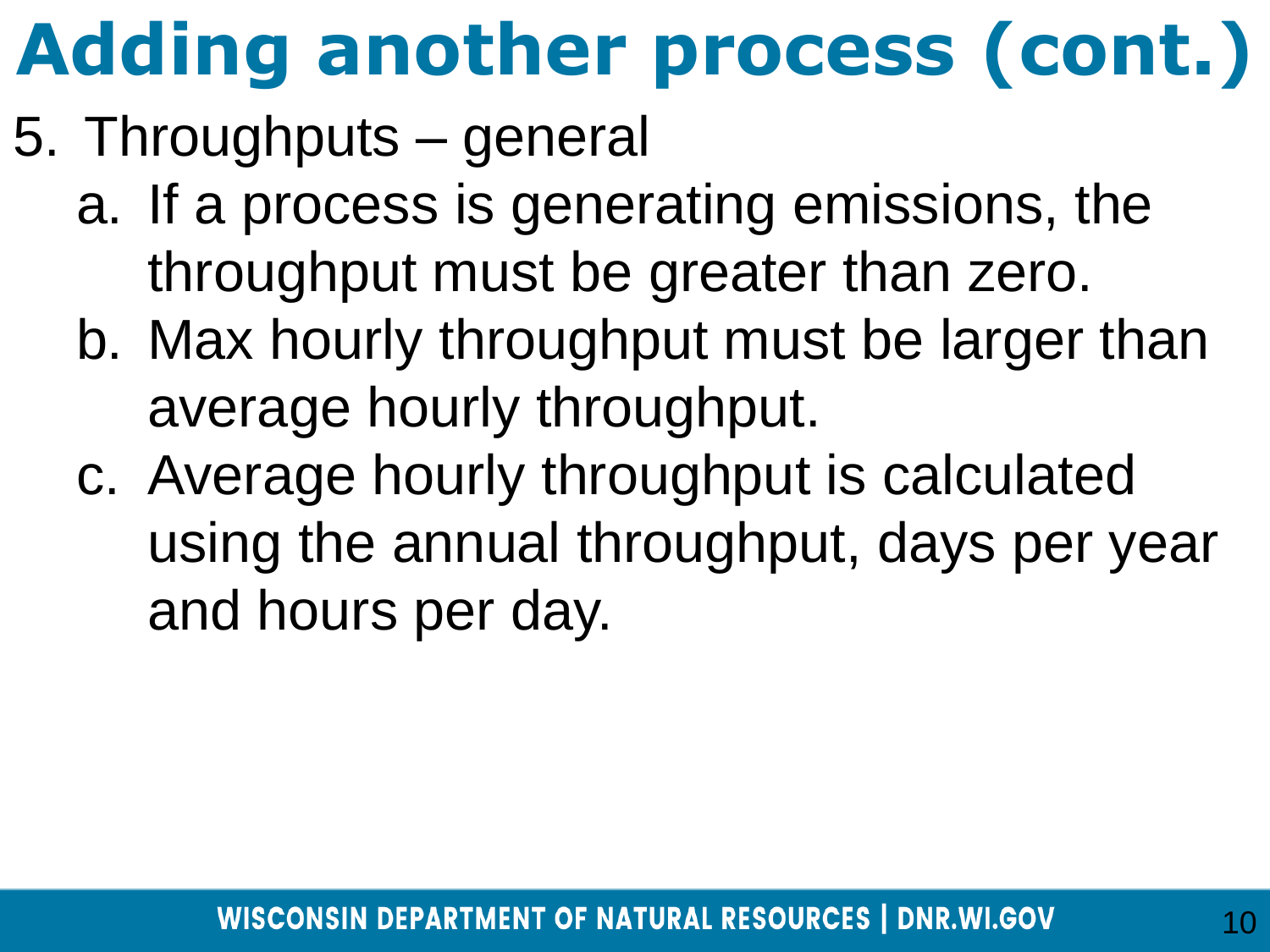# Adding another process (cont.)

5. Throughputs – general
   a. If a process is generating emissions, the throughput must be greater than zero.
   b. Max hourly throughput must be larger than average hourly throughput.
   c. Average hourly throughput is calculated using the annual throughput, days per year and hours per day.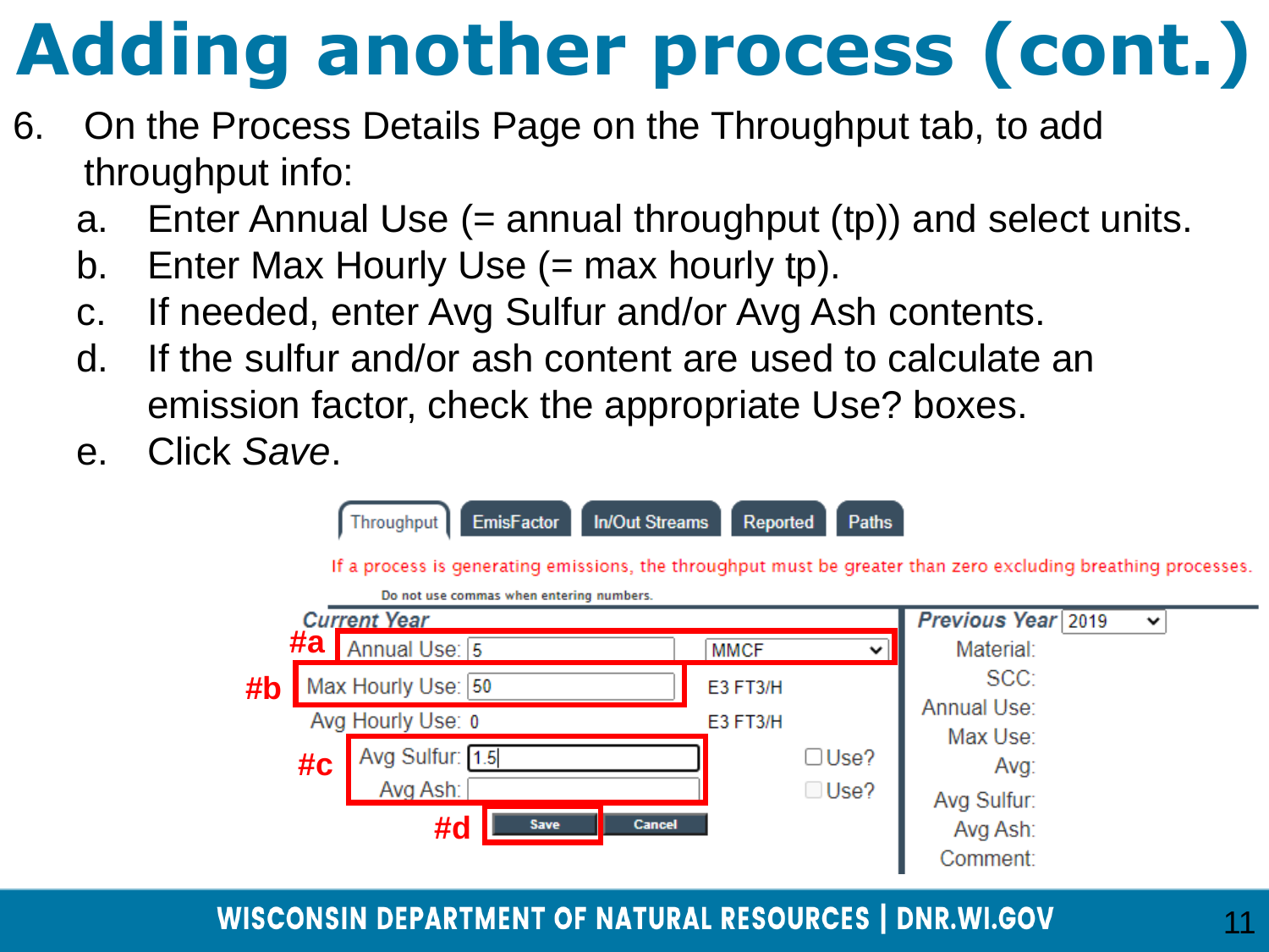# Adding another process (cont.)

6. On the Process Details Page on the Throughput tab, to add throughput info:
   a. Enter Annual Use (= annual throughput (tp)) and select units.
   b. Enter Max Hourly Use (= max hourly tp).
   c. If needed, enter Avg Sulfur and/or Avg Ash contents.
   d. If the sulfur and/or ash content are used to calculate an emission factor, check the appropriate Use? boxes.
   e. Click *Save*.

Throughput | EmisFactor | In/Out Streams | Reported | Paths

If a process is generating emissions, the throughput must be greater than zero excluding breathing processes.

Do not use commas when entering numbers.

**Current Year**

- #a Annual Use: 5 MMCF
- #b Max Hourly Use: 50 E3 FT3/H
- Avg Hourly Use: 0 E3 FT3/H
- #c Avg Sulfur: 1.5 Use?
- Avg Ash: Use?
- #d Save | Cancel

**Previous Year** 2019

Material:
SCC:
Annual Use:
Max Use:
Avg:
Avg Sulfur:
Avg Ash:
Comment: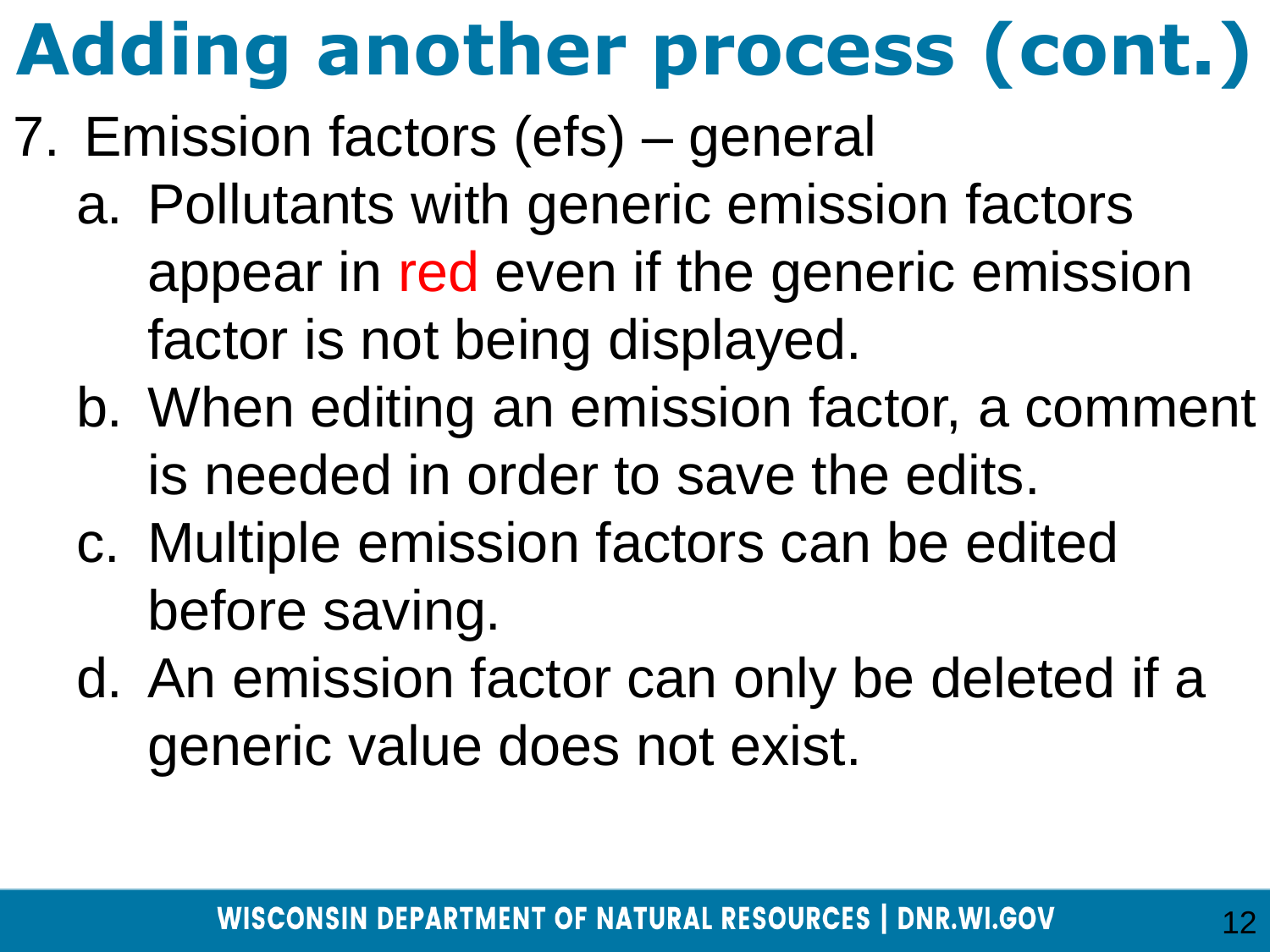# Adding another process (cont.)

7. Emission factors (efs) – general
   a. Pollutants with generic emission factors appear in red even if the generic emission factor is not being displayed.
   b. When editing an emission factor, a comment is needed in order to save the edits.
   c. Multiple emission factors can be edited before saving.
   d. An emission factor can only be deleted if a generic value does not exist.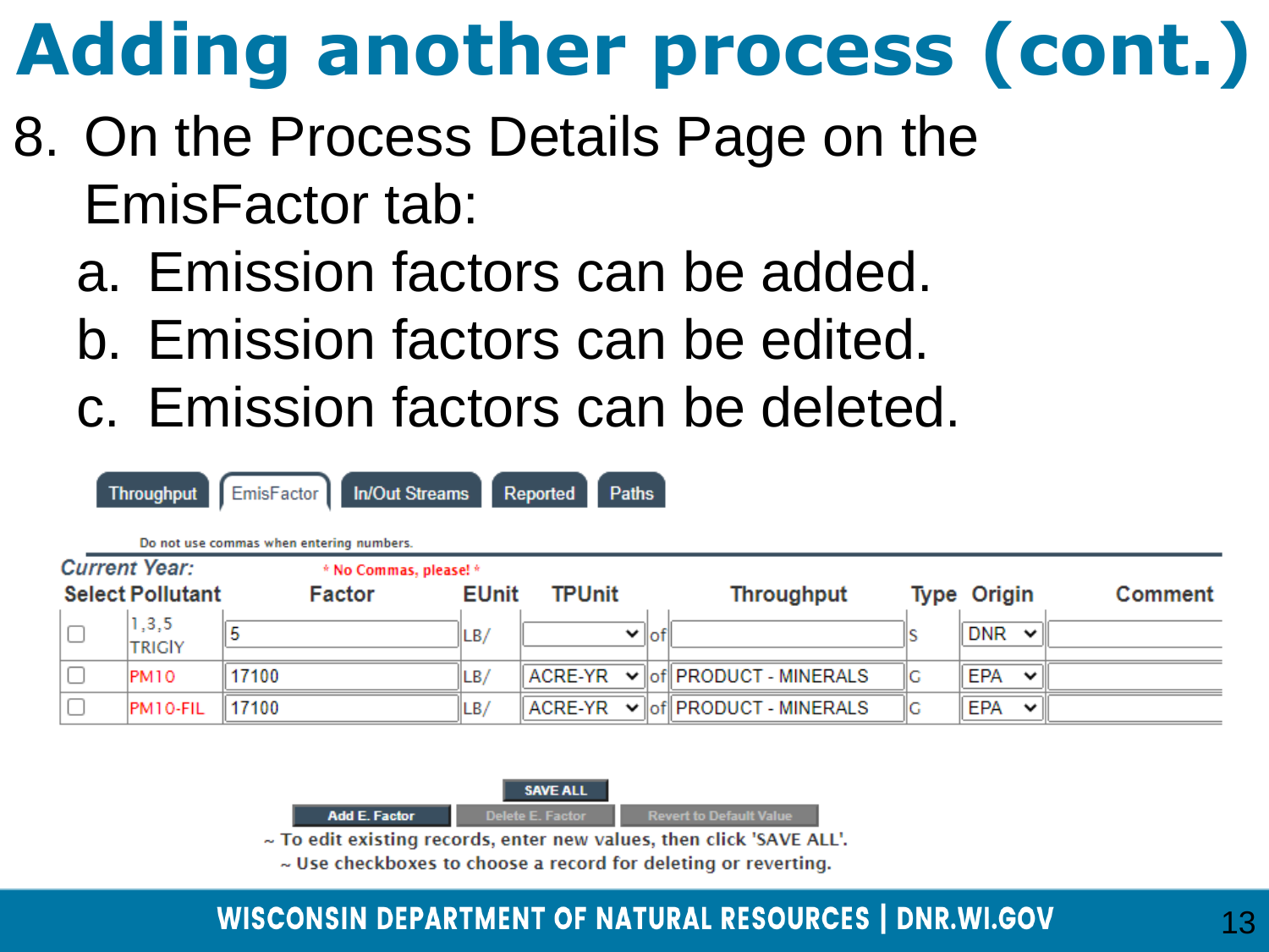# Adding another process (cont.)

8. On the Process Details Page on the EmisFactor tab:
   a. Emission factors can be added.
   b. Emission factors can be edited.
   c. Emission factors can be deleted.

Throughput | EmisFactor | In/Out Streams | Reported | Paths

Do not use commas when entering numbers.

*Current Year:* * No Commas, please! *

| Select | Pollutant | Factor | EUnit | TPUnit | | Throughput | Type | Origin | Comment |
|---|---|---|---|---|---|---|---|---|---|
| ☐ | 1,3,5 TRICIY | 5 | LB/ | | of | | S | DNR | |
| ☐ | PM10 | 17100 | LB/ | ACRE-YR | of | PRODUCT - MINERALS | C | EPA | |
| ☐ | PM10-FIL | 17100 | LB/ | ACRE-YR | of | PRODUCT - MINERALS | C | EPA | |

SAVE ALL

Add E. Factor | Delete E. Factor | Revert to Default Value

~ To edit existing records, enter new values, then click 'SAVE ALL'.

~ Use checkboxes to choose a record for deleting or reverting.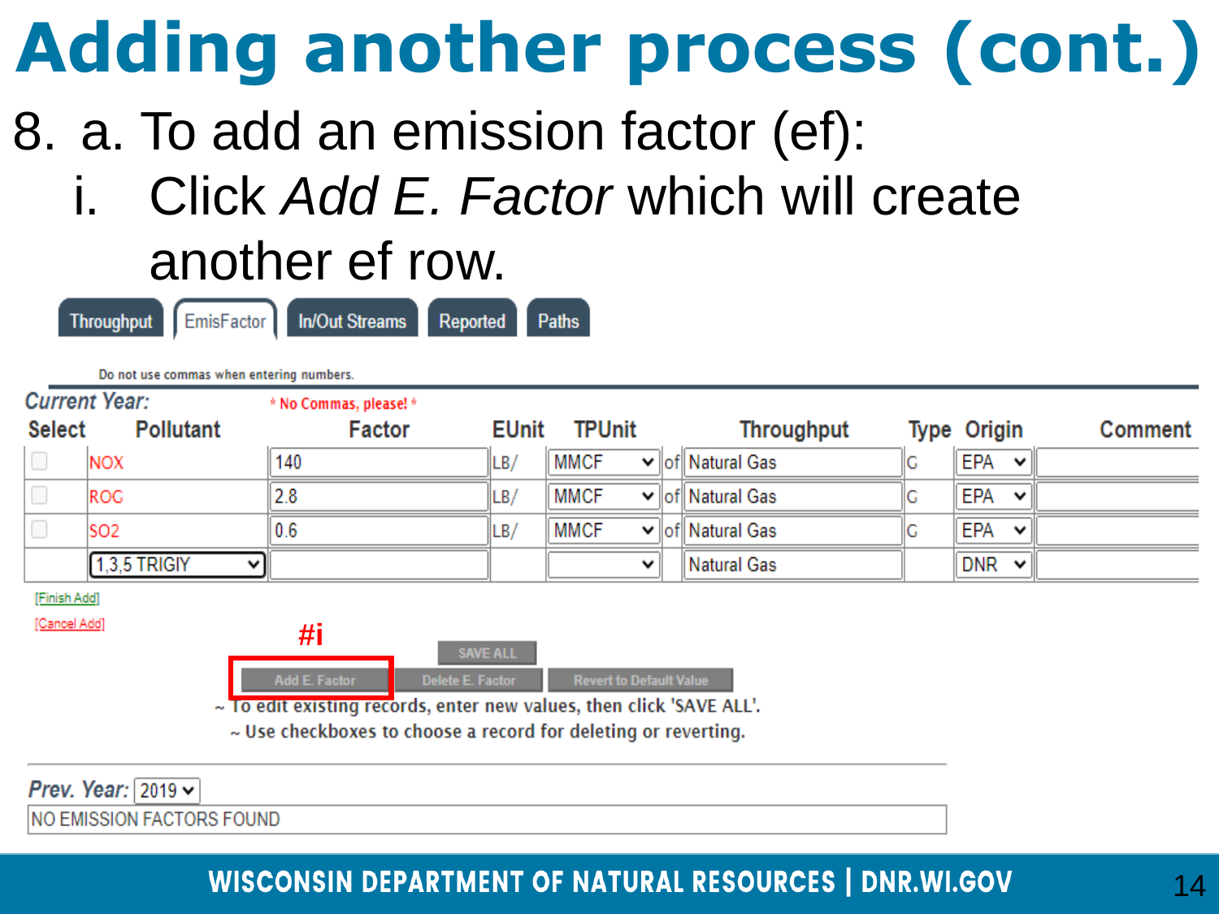# Adding another process (cont.)

8. a. To add an emission factor (ef):
   i. Click *Add E. Factor* which will create another ef row.

Throughput | EmisFactor | In/Out Streams | Reported | Paths

Do not use commas when entering numbers.

**Current Year:** * No Commas, please! *

| Select | Pollutant | Factor | EUnit | TPUnit | | Throughput | Type | Origin | Comment |
|---|---|---|---|---|---|---|---|---|---|
| ☐ | NOX | 140 | LB/ | MMCF | of | Natural Gas | G | EPA | |
| ☐ | ROG | 2.8 | LB/ | MMCF | of | Natural Gas | G | EPA | |
| ☐ | SO2 | 0.6 | LB/ | MMCF | of | Natural Gas | G | EPA | |
| | 1,3,5 TRIGIY | | | | | Natural Gas | | DNR | |

[Finish Add]
[Cancel Add]

#i

SAVE ALL

Add E. Factor | Delete E. Factor | Revert to Default Value

~ To edit existing records, enter new values, then click 'SAVE ALL'.
~ Use checkboxes to choose a record for deleting or reverting.

**Prev. Year:** 2019

NO EMISSION FACTORS FOUND

WISCONSIN DEPARTMENT OF NATURAL RESOURCES | DNR.WI.GOV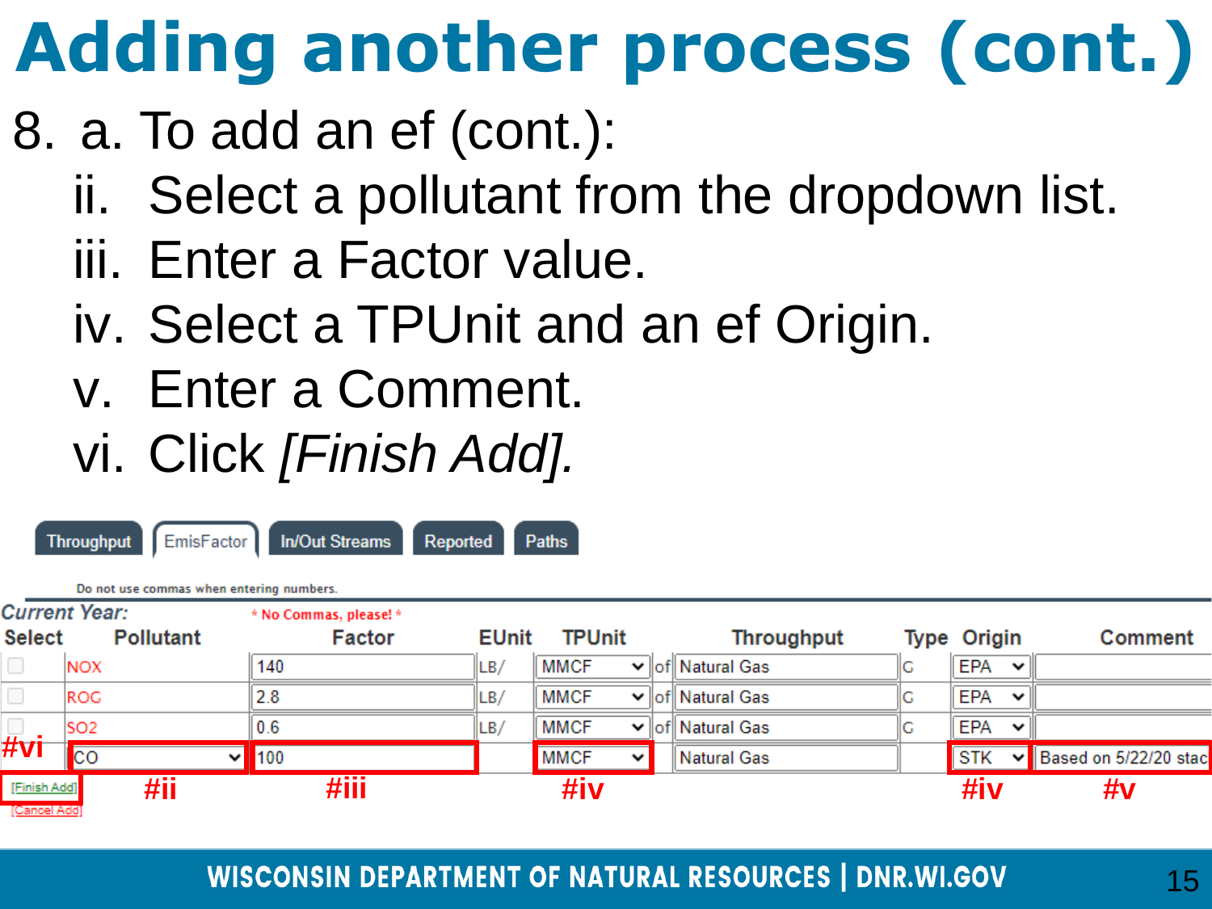# Adding another process (cont.)

8. a. To add an ef (cont.):
   - ii. Select a pollutant from the dropdown list.
   - iii. Enter a Factor value.
   - iv. Select a TPUnit and an ef Origin.
   - v. Enter a Comment.
   - vi. Click *[Finish Add].*

Throughput | EmisFactor | In/Out Streams | Reported | Paths

Do not use commas when entering numbers.

Current Year: * No Commas, please! *

| Select | Pollutant | Factor | EUnit | TPUnit | | Throughput | Type | Origin | Comment |
|---|---|---|---|---|---|---|---|---|---|
| | NOX | 140 | LB/ | MMCF | of | Natural Gas | G | EPA | |
| | ROG | 2.8 | LB/ | MMCF | of | Natural Gas | G | EPA | |
| | SO2 | 0.6 | LB/ | MMCF | of | Natural Gas | G | EPA | |
| #vi | CO | 100 | | MMCF | | Natural Gas | | STK | Based on 5/22/20 stac |
| [Finish Add] [Cancel Add] | #ii | #iii | | #iv | | | | #iv | #v |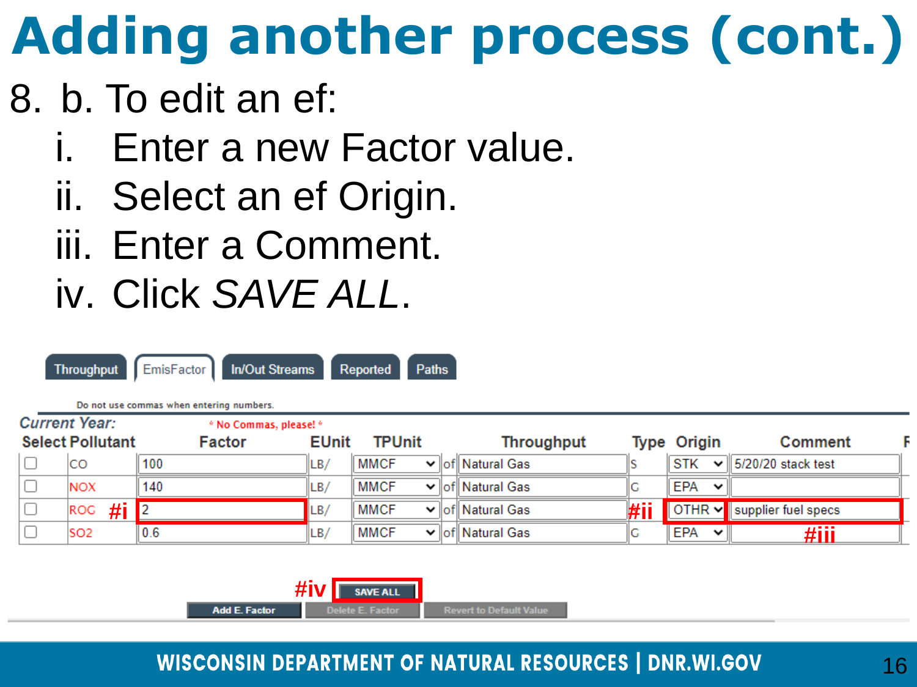# Adding another process (cont.)

8. b. To edit an ef:
   i. Enter a new Factor value.
   ii. Select an ef Origin.
   iii. Enter a Comment.
   iv. Click *SAVE ALL*.

Throughput | EmisFactor | In/Out Streams | Reported | Paths

Do not use commas when entering numbers.

*Current Year:* * No Commas, please! *

| Select | Pollutant | Factor | EUnit | TPUnit | | Throughput | Type | Origin | Comment |
|---|---|---|---|---|---|---|---|---|---|
| ☐ | CO | 100 | LB/ | MMCF | of | Natural Gas | S | STK | 5/20/20 stack test |
| ☐ | NOX | 140 | LB/ | MMCF | of | Natural Gas | C | EPA | |
| ☐ | ROG #i | 2 | LB/ | MMCF | of | Natural Gas | #ii | OTHR | supplier fuel specs |
| ☐ | SO2 | 0.6 | LB/ | MMCF | of | Natural Gas | C | EPA | #iii |

#iv SAVE ALL

Add E. Factor | Delete E. Factor | Revert to Default Value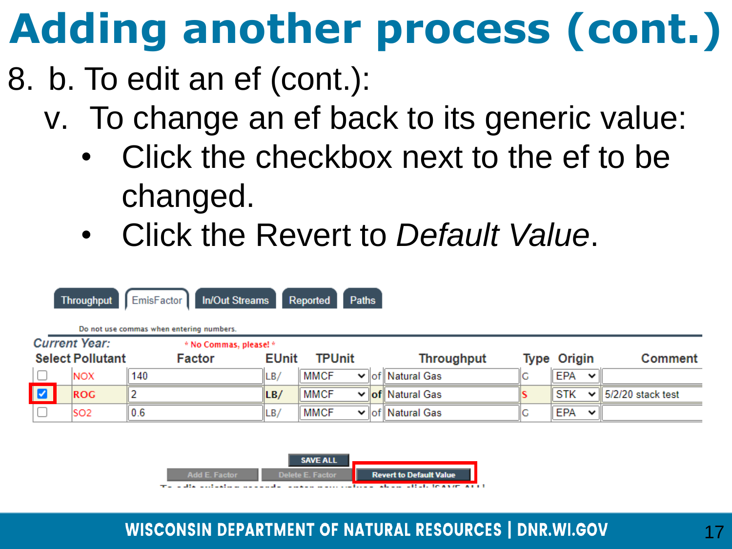# Adding another process (cont.)

8. b. To edit an ef (cont.):
   v. To change an ef back to its generic value:
   - Click the checkbox next to the ef to be changed.
   - Click the Revert to *Default Value*.

Throughput | EmisFactor | In/Out Streams | Reported | Paths

Do not use commas when entering numbers.

*Current Year:* * No Commas, please! *

| Select | Pollutant | Factor | EUnit | TPUnit | | Throughput | Type | Origin | Comment |
|---|---|---|---|---|---|---|---|---|---|
| ☐ | NOX | 140 | LB/ | MMCF | of | Natural Gas | G | EPA | |
| ☑ | ROG | 2 | LB/ | MMCF | of | Natural Gas | S | STK | 5/2/20 stack test |
| ☐ | SO2 | 0.6 | LB/ | MMCF | of | Natural Gas | G | EPA | |

SAVE ALL

Add E. Factor | Delete E. Factor | Revert to Default Value

To edit existing records, enter new values, then click 'SAVE ALL'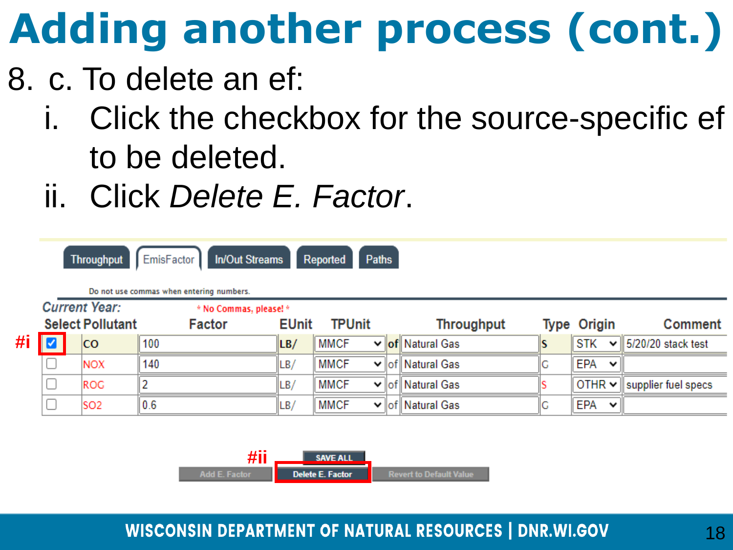# Adding another process (cont.)

8. c. To delete an ef:
   i. Click the checkbox for the source-specific ef to be deleted.
   ii. Click *Delete E. Factor*.

Throughput | EmisFactor | In/Out Streams | Reported | Paths

Do not use commas when entering numbers.

Current Year: * No Commas, please! *

| | Select | Pollutant | Factor | EUnit | TPUnit | | Throughput | Type | Origin | Comment |
|---|---|---|---|---|---|---|---|---|---|---|
| #i | ☑ | CO | 100 | LB/ | MMCF | of | Natural Gas | S | STK | 5/20/20 stack test |
| | ☐ | NOX | 140 | LB/ | MMCF | of | Natural Gas | C | EPA | |
| | ☐ | ROG | 2 | LB/ | MMCF | of | Natural Gas | S | OTHR | supplier fuel specs |
| | ☐ | SO2 | 0.6 | LB/ | MMCF | of | Natural Gas | C | EPA | |

#ii

SAVE ALL

Add E. Factor | Delete E. Factor | Revert to Default Value

WISCONSIN DEPARTMENT OF NATURAL RESOURCES | DNR.WI.GOV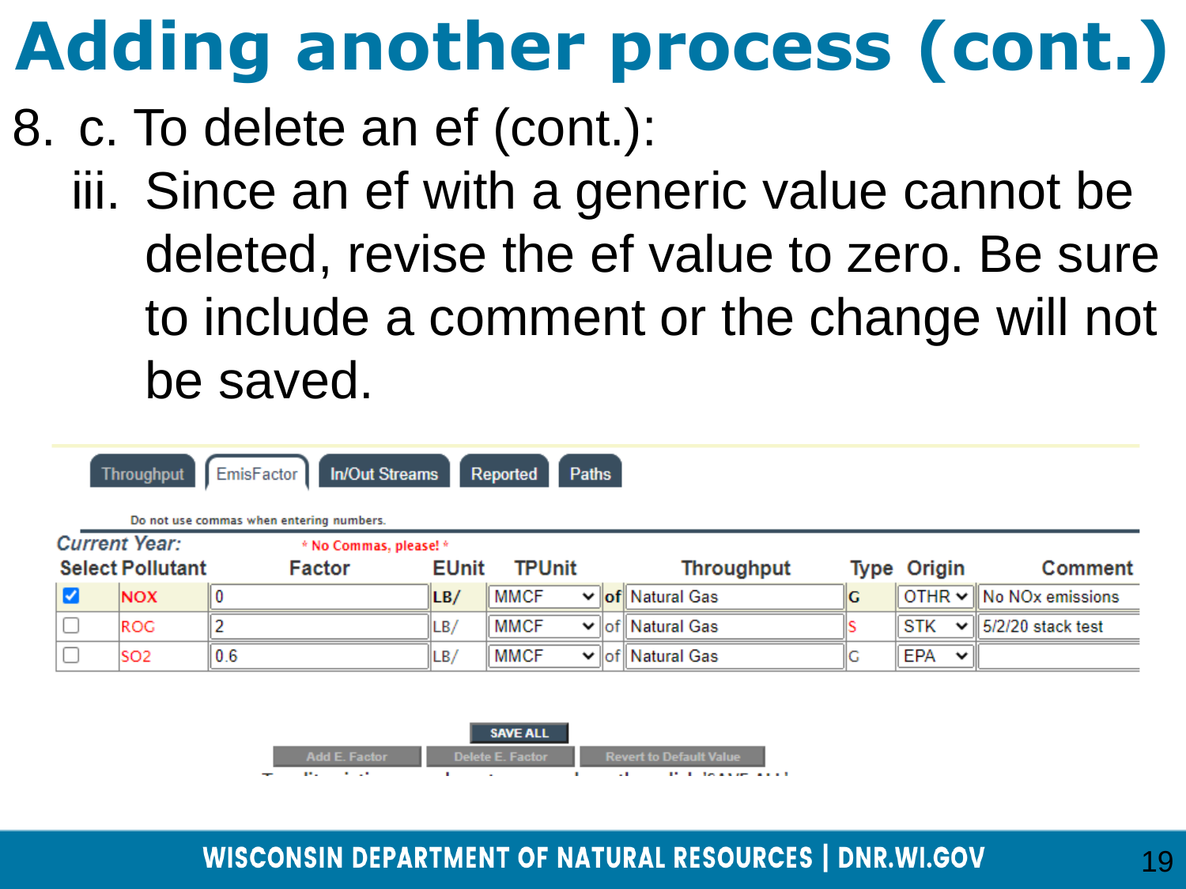# Adding another process (cont.)

8. c. To delete an ef (cont.):

   iii. Since an ef with a generic value cannot be deleted, revise the ef value to zero. Be sure to include a comment or the change will not be saved.

Throughput | EmisFactor | In/Out Streams | Reported | Paths

Do not use commas when entering numbers.

*Current Year:* * No Commas, please! *

| Select | Pollutant | Factor | EUnit | TPUnit | | Throughput | Type | Origin | Comment |
|---|---|---|---|---|---|---|---|---|---|
| ☑ | NOX | 0 | LB/ | MMCF | of | Natural Gas | G | OTHR | No NOx emissions |
| ☐ | ROG | 2 | LB/ | MMCF | of | Natural Gas | S | STK | 5/2/20 stack test |
| ☐ | SO2 | 0.6 | LB/ | MMCF | of | Natural Gas | G | EPA | |

SAVE ALL

Add E. Factor | Delete E. Factor | Revert to Default Value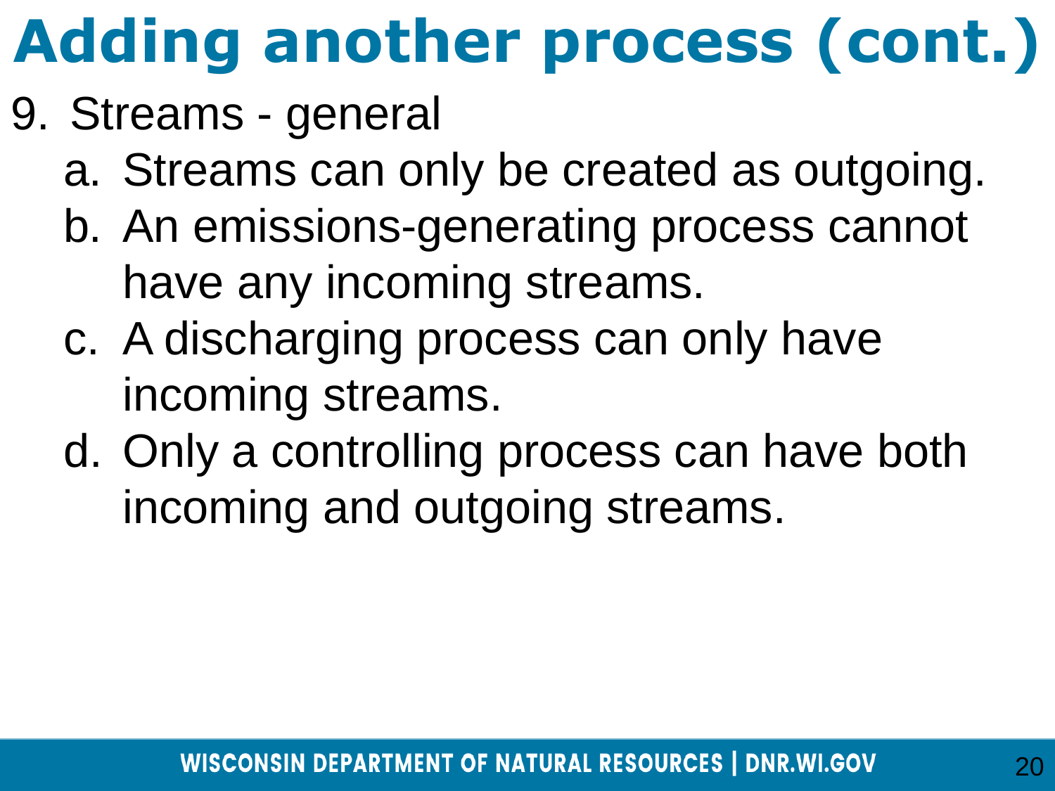# Adding another process (cont.)

9. Streams - general
   a. Streams can only be created as outgoing.
   b. An emissions-generating process cannot have any incoming streams.
   c. A discharging process can only have incoming streams.
   d. Only a controlling process can have both incoming and outgoing streams.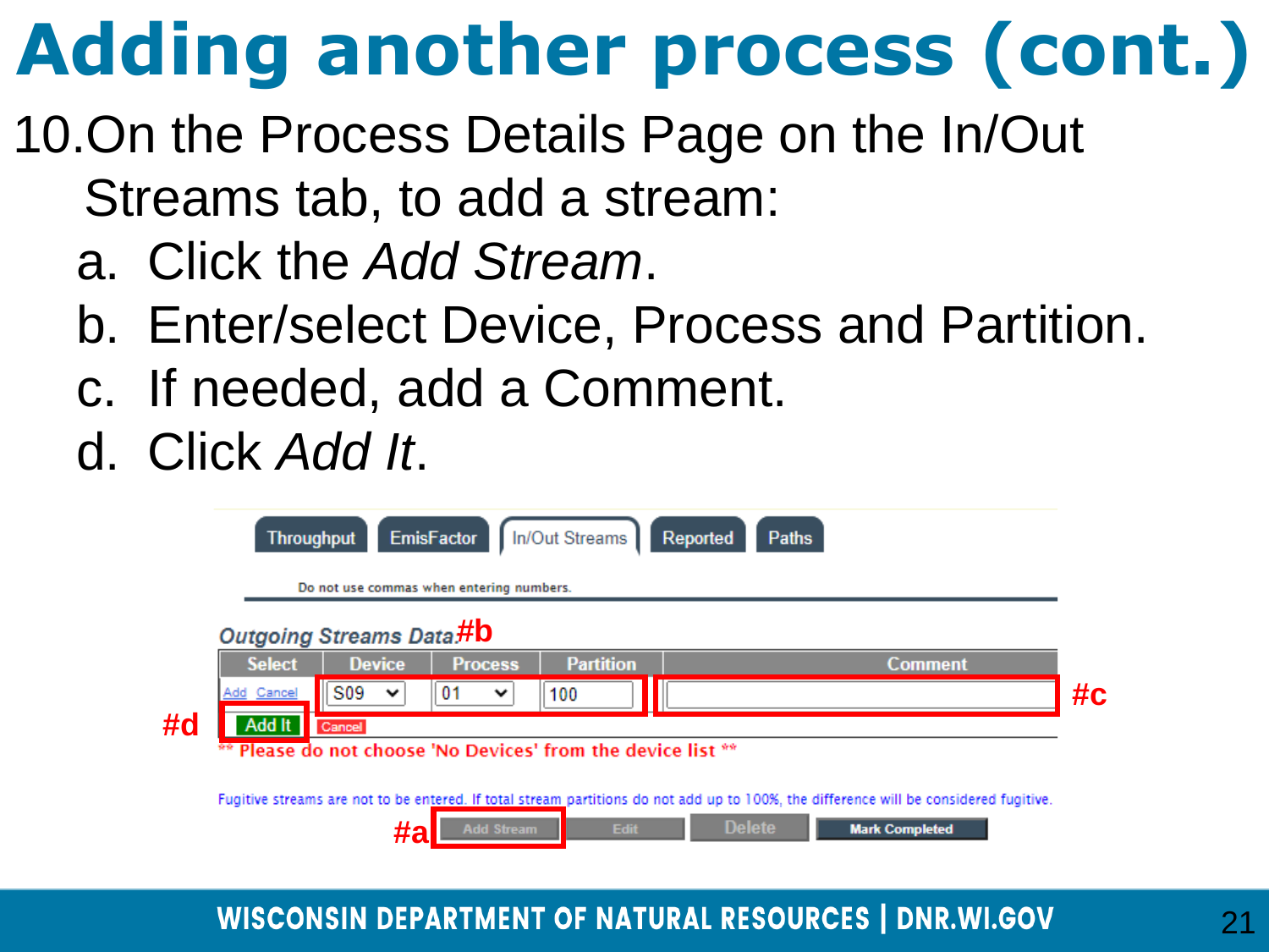# Adding another process (cont.)

10. On the Process Details Page on the In/Out Streams tab, to add a stream:
    a. Click the *Add Stream*.
    b. Enter/select Device, Process and Partition.
    c. If needed, add a Comment.
    d. Click *Add It*.

Throughput | EmisFactor | In/Out Streams | Reported | Paths

Do not use commas when entering numbers.

*Outgoing Streams Data* #b

| Select | Device | Process | Partition | Comment |
|---|---|---|---|---|
| Add Cancel | S09 | 01 | 100 | |

#c

#d Add It | Cancel

** Please do not choose 'No Devices' from the device list **

Fugitive streams are not to be entered. If total stream partitions do not add up to 100%, the difference will be considered fugitive.

#a Add Stream | Edit | Delete | Mark Completed

WISCONSIN DEPARTMENT OF NATURAL RESOURCES | DNR.WI.GOV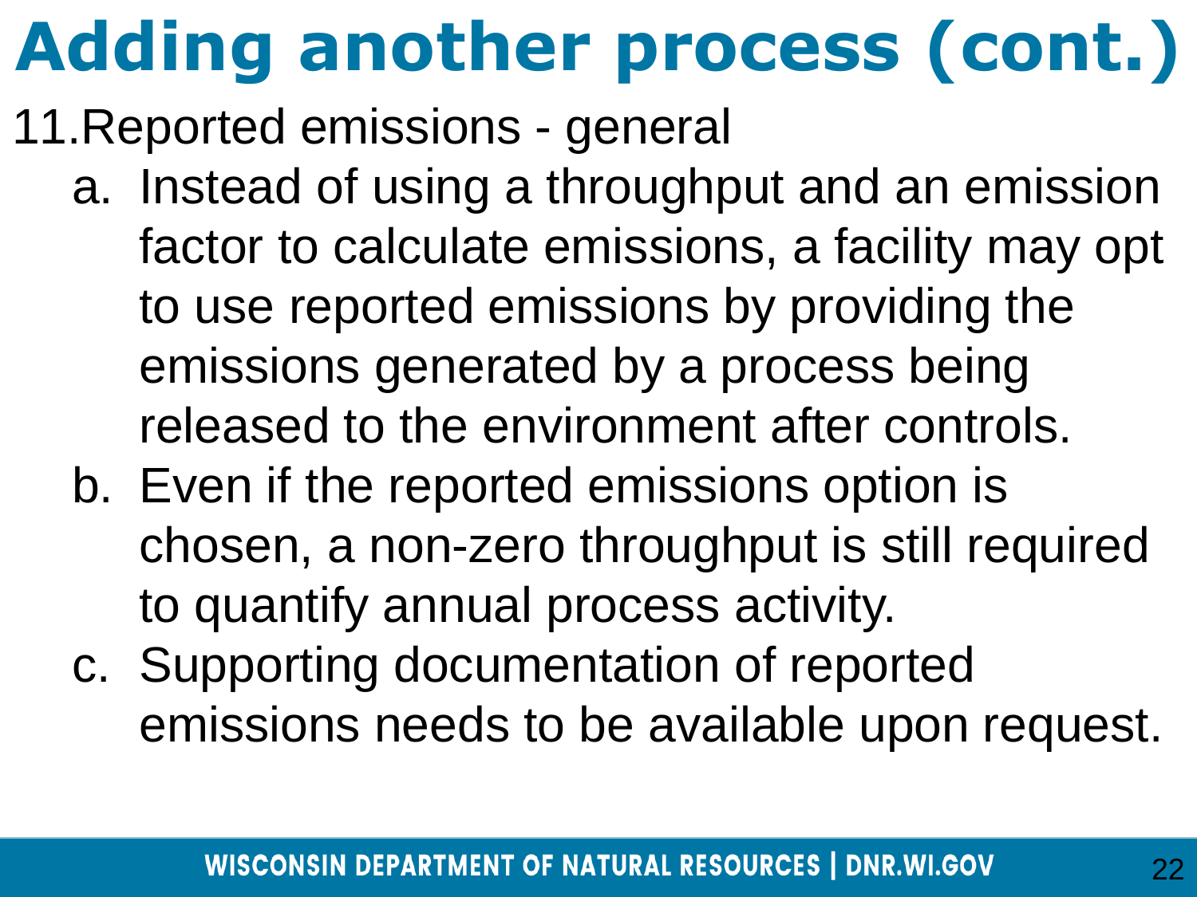# Adding another process (cont.)

11. Reported emissions - general
    a. Instead of using a throughput and an emission factor to calculate emissions, a facility may opt to use reported emissions by providing the emissions generated by a process being released to the environment after controls.
    b. Even if the reported emissions option is chosen, a non-zero throughput is still required to quantify annual process activity.
    c. Supporting documentation of reported emissions needs to be available upon request.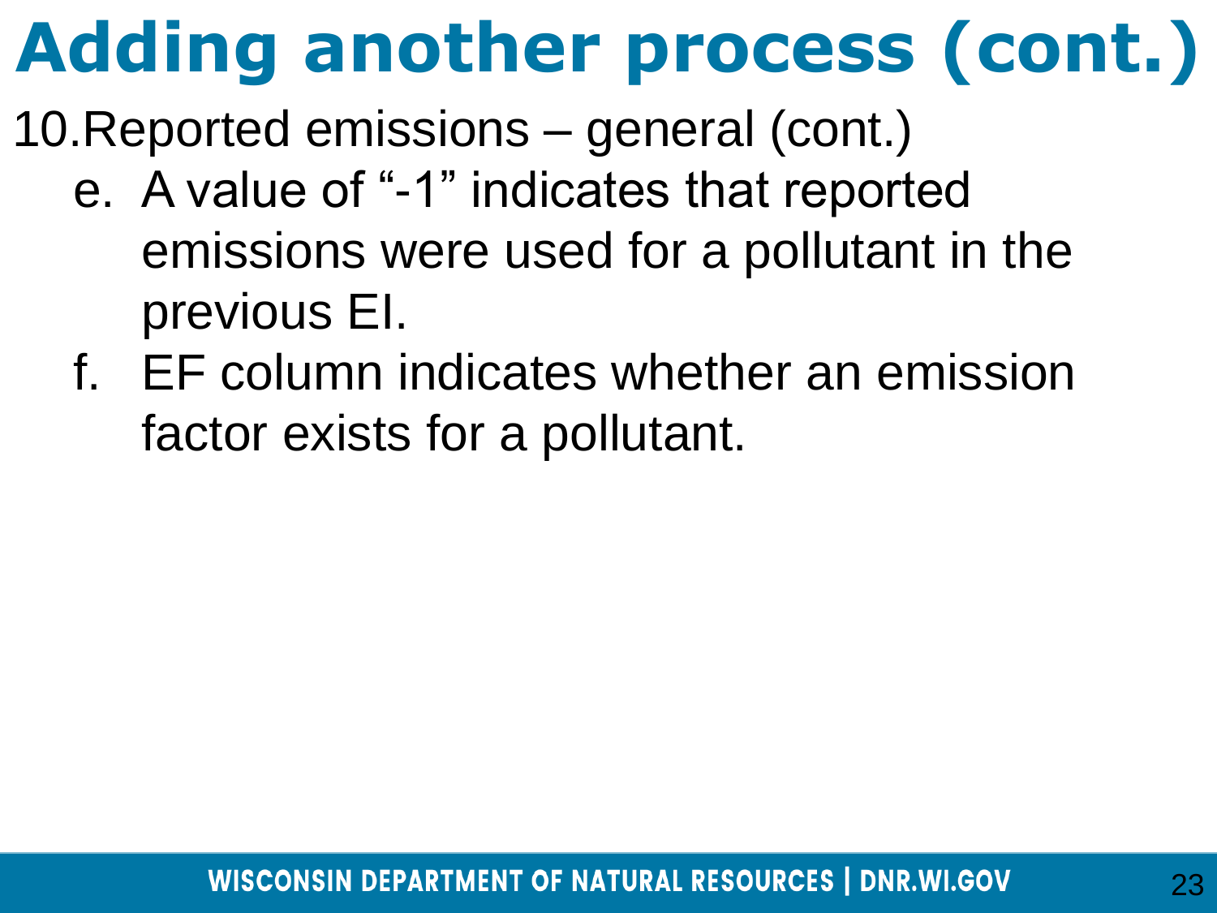# Adding another process (cont.)

10. Reported emissions – general (cont.)
    e. A value of "-1" indicates that reported emissions were used for a pollutant in the previous EI.
    f. EF column indicates whether an emission factor exists for a pollutant.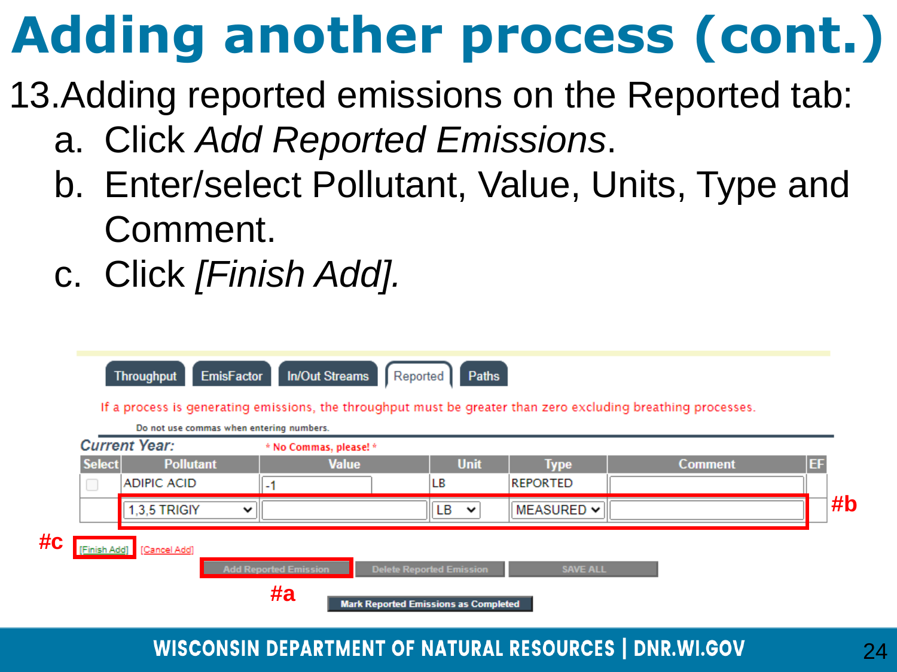# Adding another process (cont.)

13. Adding reported emissions on the Reported tab:
    a. Click *Add Reported Emissions*.
    b. Enter/select Pollutant, Value, Units, Type and Comment.
    c. Click *[Finish Add].*

Throughput | EmisFactor | In/Out Streams | Reported | Paths

If a process is generating emissions, the throughput must be greater than zero excluding breathing processes.

Do not use commas when entering numbers.

**Current Year:** * No Commas, please! *

| Select | Pollutant | Value | Unit | Type | Comment | EF |
|---|---|---|---|---|---|---|
| | ADIPIC ACID | -1 | LB | REPORTED | | |
| | 1,3,5 TRIGIY | | LB | MEASURED | | |

#b

#c [Finish Add] [Cancel Add]

Add Reported Emission | Delete Reported Emission | SAVE ALL

#a

Mark Reported Emissions as Completed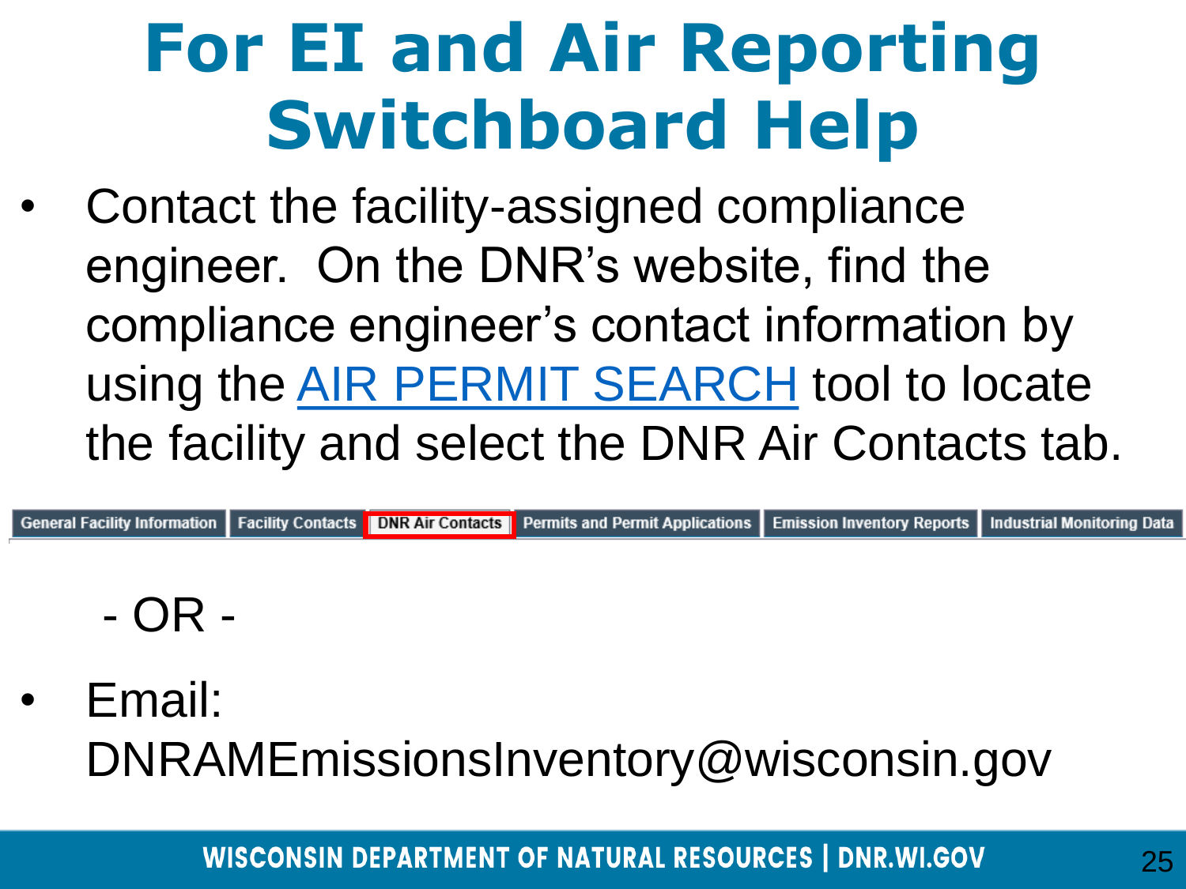# For EI and Air Reporting Switchboard Help

- Contact the facility-assigned compliance engineer. On the DNR's website, find the compliance engineer's contact information by using the AIR PERMIT SEARCH tool to locate the facility and select the DNR Air Contacts tab.

General Facility Information | Facility Contacts | DNR Air Contacts | Permits and Permit Applications | Emission Inventory Reports | Industrial Monitoring Data

- OR -

- Email: DNRAMEmissionsInventory@wisconsin.gov

WISCONSIN DEPARTMENT OF NATURAL RESOURCES | DNR.WI.GOV